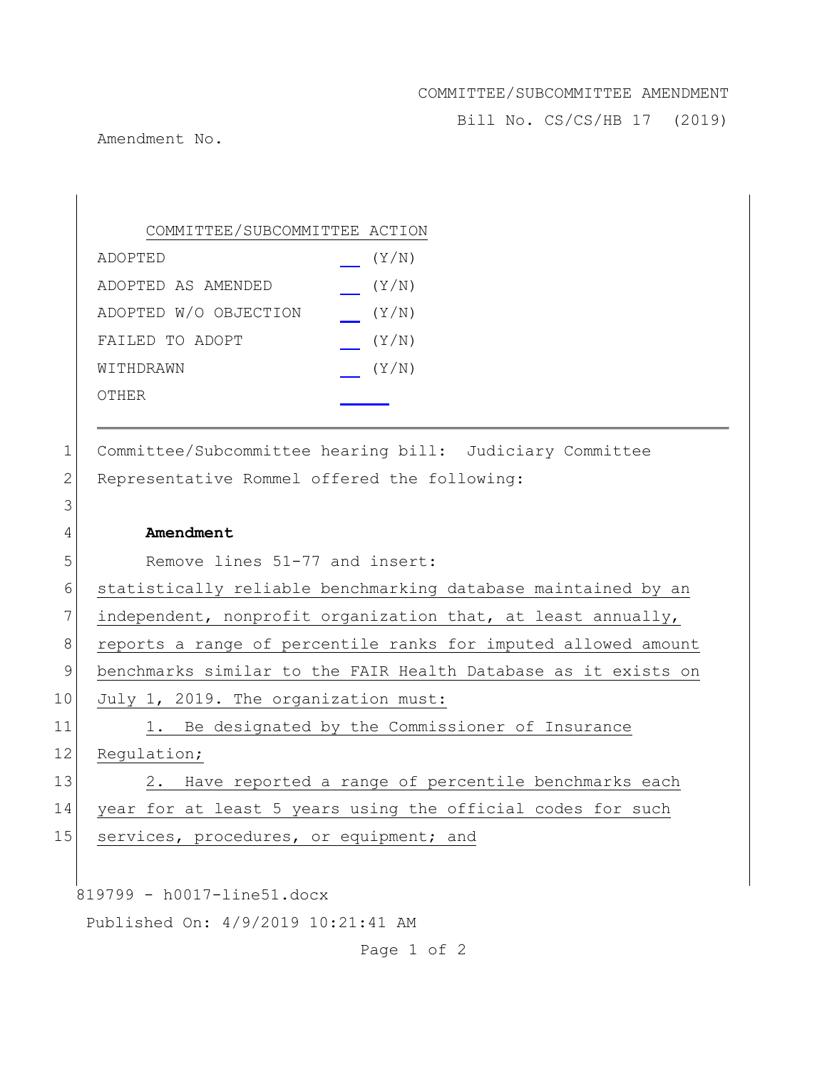COMMITTEE/SUBCOMMITTEE AMENDMENT

Bill No. CS/CS/HB 17 (2019)

Amendment No.

| COMMITTEE/SUBCOMMITTEE ACTION | |
|---|---|
| ADOPTED | __ (Y/N) |
| ADOPTED AS AMENDED | __ (Y/N) |
| ADOPTED W/O OBJECTION | __ (Y/N) |
| FAILED TO ADOPT | __ (Y/N) |
| WITHDRAWN | __ (Y/N) |
| OTHER | ____ |

1 Committee/Subcommittee hearing bill: Judiciary Committee
2 Representative Rommel offered the following:
3
4 **Amendment**
5 Remove lines 51-77 and insert:
6 statistically reliable benchmarking database maintained by an
7 independent, nonprofit organization that, at least annually,
8 reports a range of percentile ranks for imputed allowed amount
9 benchmarks similar to the FAIR Health Database as it exists on
10 July 1, 2019. The organization must:
11 1. Be designated by the Commissioner of Insurance
12 Regulation;
13 2. Have reported a range of percentile benchmarks each
14 year for at least 5 years using the official codes for such
15 services, procedures, or equipment; and

819799 - h0017-line51.docx

Published On: 4/9/2019 10:21:41 AM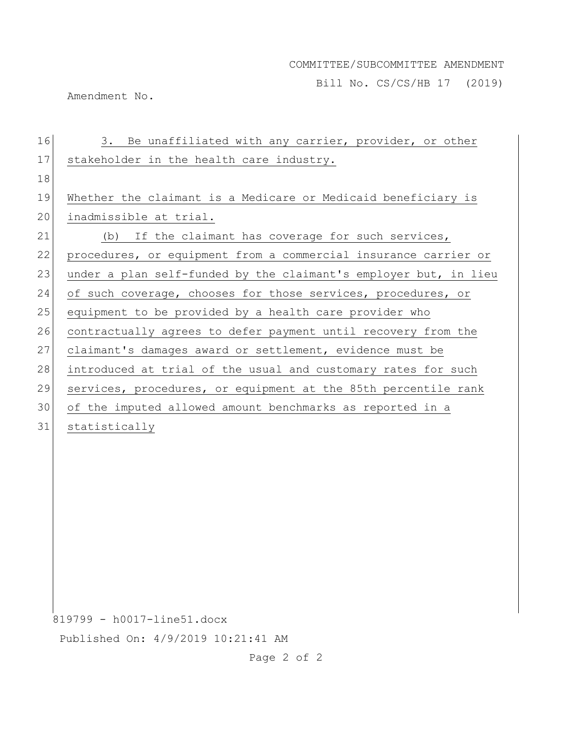3. Be unaffiliated with any carrier, provider, or other stakeholder in the health care industry.

Whether the claimant is a Medicare or Medicaid beneficiary is inadmissible at trial.

(b) If the claimant has coverage for such services, procedures, or equipment from a commercial insurance carrier or under a plan self-funded by the claimant's employer but, in lieu of such coverage, chooses for those services, procedures, or equipment to be provided by a health care provider who contractually agrees to defer payment until recovery from the claimant's damages award or settlement, evidence must be introduced at trial of the usual and customary rates for such services, procedures, or equipment at the 85th percentile rank of the imputed allowed amount benchmarks as reported in a statistically

819799 - h0017-line51.docx

Published On: 4/9/2019 10:21:41 AM